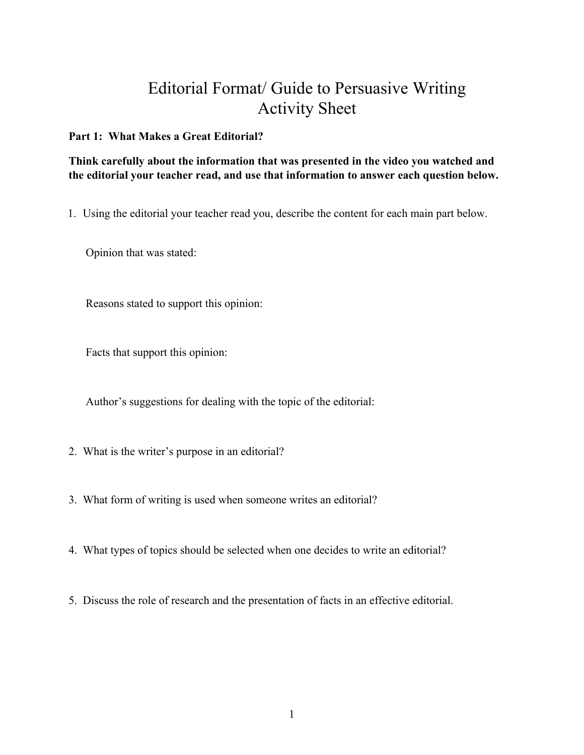# Editorial Format/ Guide to Persuasive Writing
# Activity Sheet

**Part 1: What Makes a Great Editorial?**

**Think carefully about the information that was presented in the video you watched and the editorial your teacher read, and use that information to answer each question below.**

1. Using the editorial your teacher read you, describe the content for each main part below.

   Opinion that was stated:

   Reasons stated to support this opinion:

   Facts that support this opinion:

   Author's suggestions for dealing with the topic of the editorial:

2. What is the writer's purpose in an editorial?

3. What form of writing is used when someone writes an editorial?

4. What types of topics should be selected when one decides to write an editorial?

5. Discuss the role of research and the presentation of facts in an effective editorial.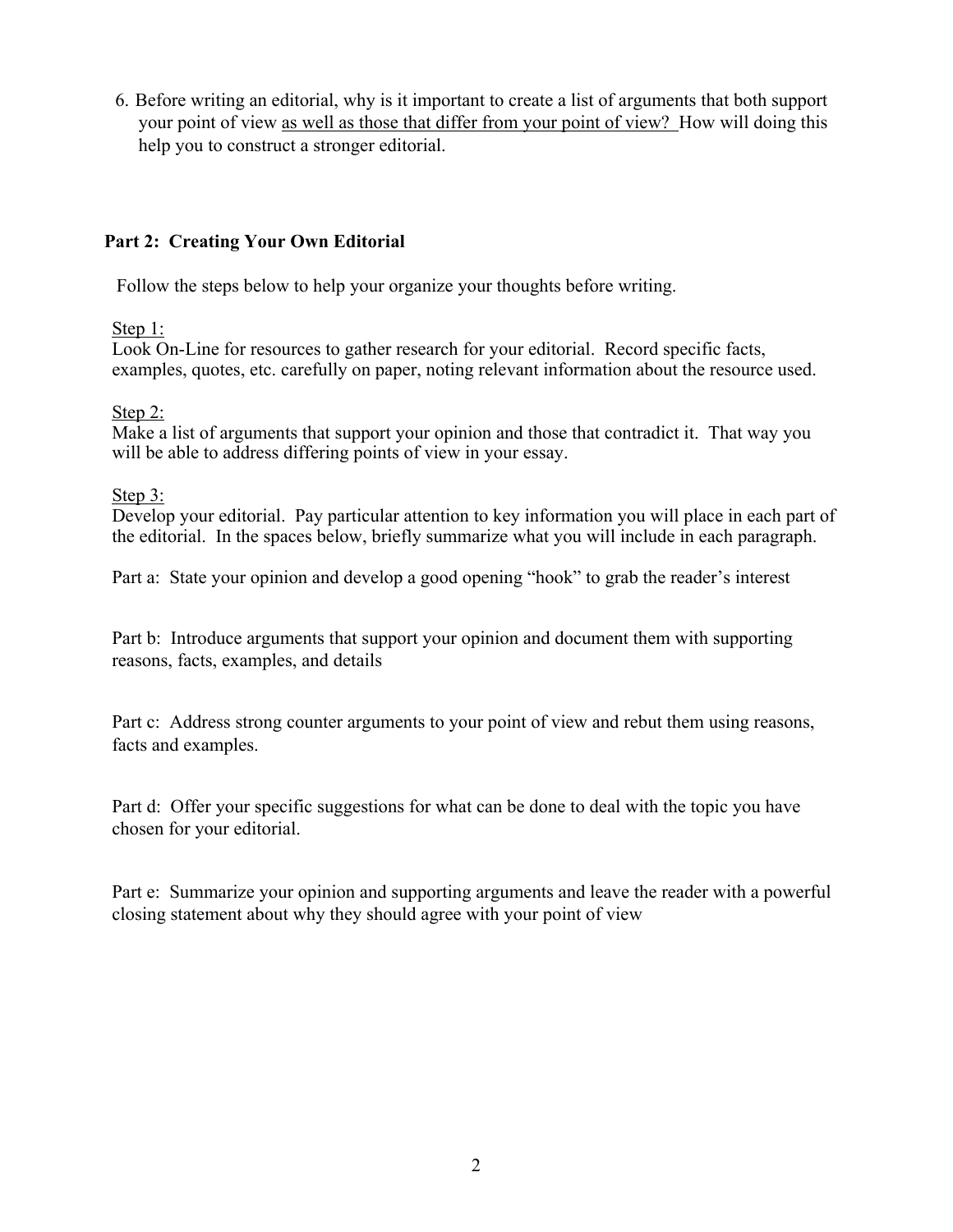6. Before writing an editorial, why is it important to create a list of arguments that both support your point of view <u>as well as those that differ from your point of view?</u> How will doing this help you to construct a stronger editorial.

## Part 2: Creating Your Own Editorial

Follow the steps below to help your organize your thoughts before writing.

<u>Step 1:</u>
Look On-Line for resources to gather research for your editorial. Record specific facts, examples, quotes, etc. carefully on paper, noting relevant information about the resource used.

<u>Step 2:</u>
Make a list of arguments that support your opinion and those that contradict it. That way you will be able to address differing points of view in your essay.

<u>Step 3:</u>
Develop your editorial. Pay particular attention to key information you will place in each part of the editorial. In the spaces below, briefly summarize what you will include in each paragraph.

Part a: State your opinion and develop a good opening "hook" to grab the reader's interest

Part b: Introduce arguments that support your opinion and document them with supporting reasons, facts, examples, and details

Part c: Address strong counter arguments to your point of view and rebut them using reasons, facts and examples.

Part d: Offer your specific suggestions for what can be done to deal with the topic you have chosen for your editorial.

Part e: Summarize your opinion and supporting arguments and leave the reader with a powerful closing statement about why they should agree with your point of view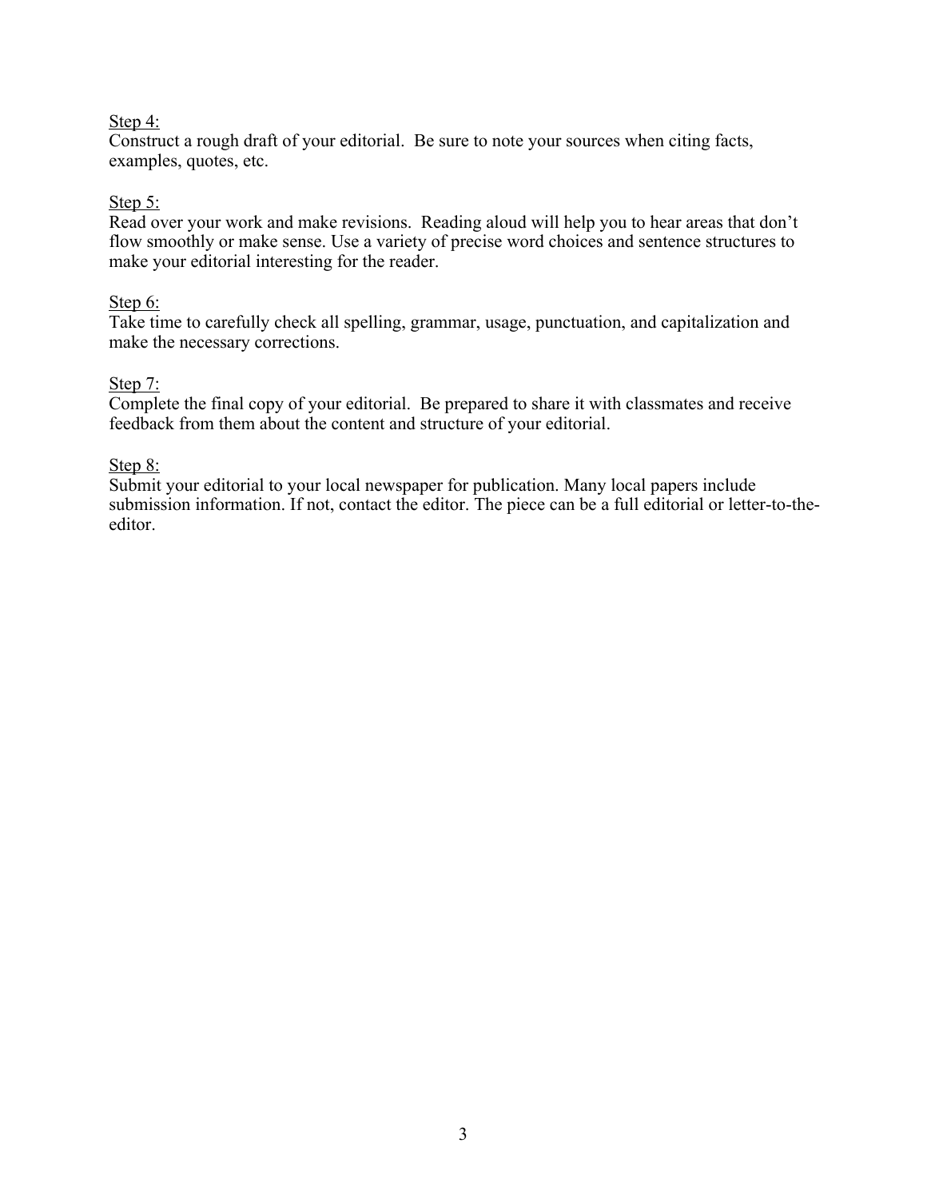Step 4:

Construct a rough draft of your editorial. Be sure to note your sources when citing facts, examples, quotes, etc.

Step 5:

Read over your work and make revisions. Reading aloud will help you to hear areas that don't flow smoothly or make sense. Use a variety of precise word choices and sentence structures to make your editorial interesting for the reader.

Step 6:

Take time to carefully check all spelling, grammar, usage, punctuation, and capitalization and make the necessary corrections.

Step 7:

Complete the final copy of your editorial. Be prepared to share it with classmates and receive feedback from them about the content and structure of your editorial.

Step 8:

Submit your editorial to your local newspaper for publication. Many local papers include submission information. If not, contact the editor. The piece can be a full editorial or letter-to-the-editor.